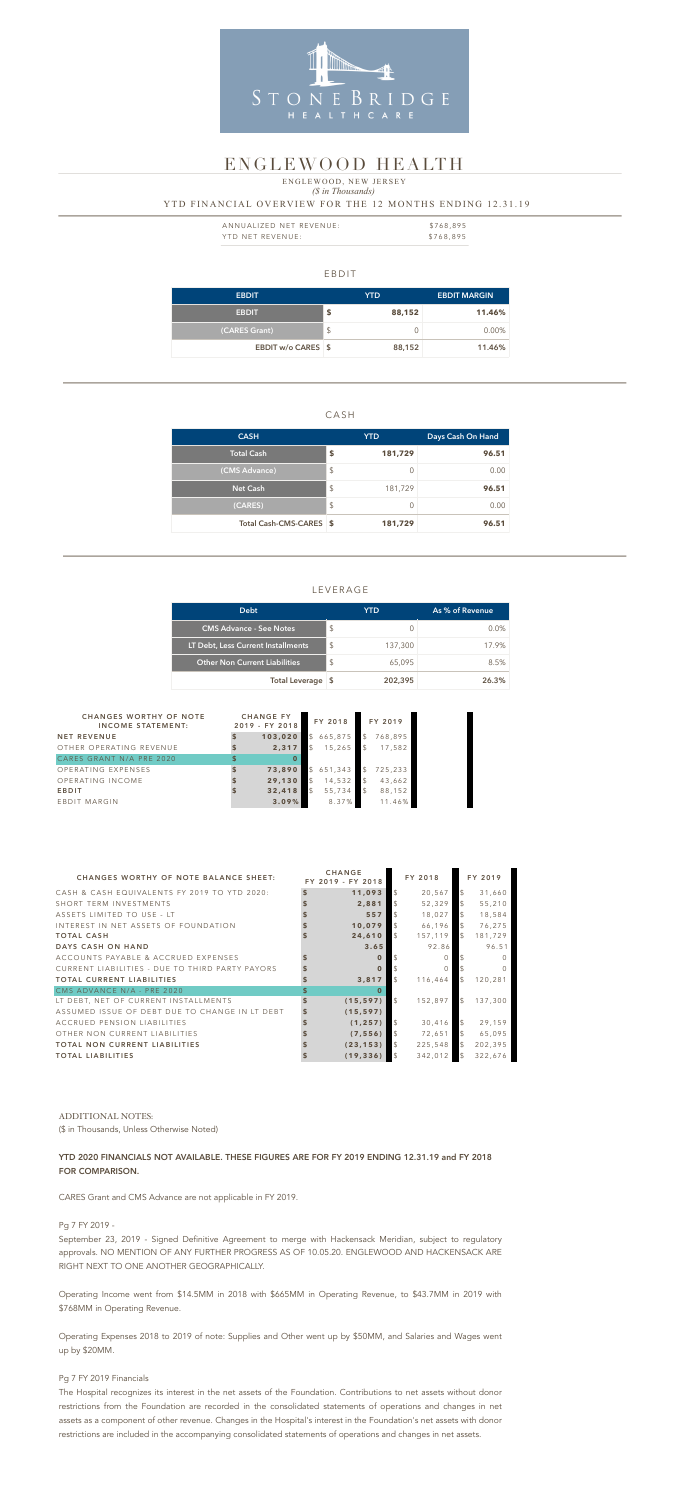STONEBRIDGE
HEALTHCARE

# ENGLEWOOD HEALTH

ENGLEWOOD, NEW JERSEY
*($ in Thousands)*

YTD FINANCIAL OVERVIEW FOR THE 12 MONTHS ENDING 12.31.19

| | |
|---|---|
| ANNUALIZED NET REVENUE: | $768,895 |
| YTD NET REVENUE: | $768,895 |

## EBDIT

| EBDIT | YTD | EBDIT MARGIN |
|---|---|---|
| EBDIT | $ 88,152 | 11.46% |
| (CARES Grant) | $ 0 | 0.00% |
| EBDIT w/o CARES | $ 88,152 | 11.46% |

## CASH

| CASH | YTD | Days Cash On Hand |
|---|---|---|
| Total Cash | $ 181,729 | 96.51 |
| (CMS Advance) | $ 0 | 0.00 |
| Net Cash | $ 181,729 | 96.51 |
| (CARES) | $ 0 | 0.00 |
| Total Cash-CMS-CARES | $ 181,729 | 96.51 |

## LEVERAGE

| Debt | YTD | As % of Revenue |
|---|---|---|
| CMS Advance - See Notes | $ 0 | 0.0% |
| LT Debt, Less Current Installments | $ 137,300 | 17.9% |
| Other Non Current Liabilities | $ 65,095 | 8.5% |
| Total Leverage | $ 202,395 | 26.3% |

| CHANGES WORTHY OF NOTE INCOME STATEMENT: | CHANGE FY 2019 - FY 2018 | FY 2018 | FY 2019 |
|---|---|---|---|
| NET REVENUE | $ 103,020 | $ 665,875 | $ 768,895 |
| OTHER OPERATING REVENUE | $ 2,317 | $ 15,265 | $ 17,582 |
| CARES GRANT N/A PRE 2020 | $ 0 | | |
| OPERATING EXPENSES | $ 73,890 | $ 651,343 | $ 725,233 |
| OPERATING INCOME | $ 29,130 | $ 14,532 | $ 43,662 |
| EBDIT | $ 32,418 | $ 55,734 | $ 88,152 |
| EBDIT MARGIN | 3.09% | 8.37% | 11.46% |

| CHANGES WORTHY OF NOTE BALANCE SHEET: | CHANGE FY 2019 - FY 2018 | FY 2018 | FY 2019 |
|---|---|---|---|
| CASH & CASH EQUIVALENTS FY 2019 TO YTD 2020: | $ 11,093 | $ 20,567 | $ 31,660 |
| SHORT TERM INVESTMENTS | $ 2,881 | $ 52,329 | $ 55,210 |
| ASSETS LIMITED TO USE - LT | $ 557 | $ 18,027 | $ 18,584 |
| INTEREST IN NET ASSETS OF FOUNDATION | $ 10,079 | $ 66,196 | $ 76,275 |
| TOTAL CASH | $ 24,610 | $ 157,119 | $ 181,729 |
| DAYS CASH ON HAND | 3.65 | 92.86 | 96.51 |
| ACCOUNTS PAYABLE & ACCRUED EXPENSES | $ 0 | $ 0 | $ 0 |
| CURRENT LIABILITIES - DUE TO THIRD PARTY PAYORS | $ 0 | $ 0 | $ 0 |
| TOTAL CURRENT LIABILITIES | $ 3,817 | $ 116,464 | $ 120,281 |
| CMS ADVANCE N/A - PRE 2020 | $ 0 | | |
| LT DEBT, NET OF CURRENT INSTALLMENTS | $ (15,597) | $ 152,897 | $ 137,300 |
| ASSUMED ISSUE OF DEBT DUE TO CHANGE IN LT DEBT | $ (15,597) | | |
| ACCRUED PENSION LIABILITIES | $ (1,257) | $ 30,416 | $ 29,159 |
| OTHER NON CURRENT LIABILITIES | $ (7,556) | $ 72,651 | $ 65,095 |
| TOTAL NON CURRENT LIABILITIES | $ (23,153) | $ 225,548 | $ 202,395 |
| TOTAL LIABILITIES | $ (19,336) | $ 342,012 | $ 322,676 |

ADDITIONAL NOTES:
($ in Thousands, Unless Otherwise Noted)

**YTD 2020 FINANCIALS NOT AVAILABLE. THESE FIGURES ARE FOR FY 2019 ENDING 12.31.19 and FY 2018 FOR COMPARISON.**

CARES Grant and CMS Advance are not applicable in FY 2019.

Pg 7 FY 2019 -

September 23, 2019 - Signed Definitive Agreement to merge with Hackensack Meridian, subject to regulatory approvals. NO MENTION OF ANY FURTHER PROGRESS AS OF 10.05.20. ENGLEWOOD AND HACKENSACK ARE RIGHT NEXT TO ONE ANOTHER GEOGRAPHICALLY.

Operating Income went from $14.5MM in 2018 with $665MM in Operating Revenue, to $43.7MM in 2019 with $768MM in Operating Revenue.

Operating Expenses 2018 to 2019 of note: Supplies and Other went up by $50MM, and Salaries and Wages went up by $20MM.

Pg 7 FY 2019 Financials

The Hospital recognizes its interest in the net assets of the Foundation. Contributions to net assets without donor restrictions from the Foundation are recorded in the consolidated statements of operations and changes in net assets as a component of other revenue. Changes in the Hospital's interest in the Foundation's net assets with donor restrictions are included in the accompanying consolidated statements of operations and changes in net assets.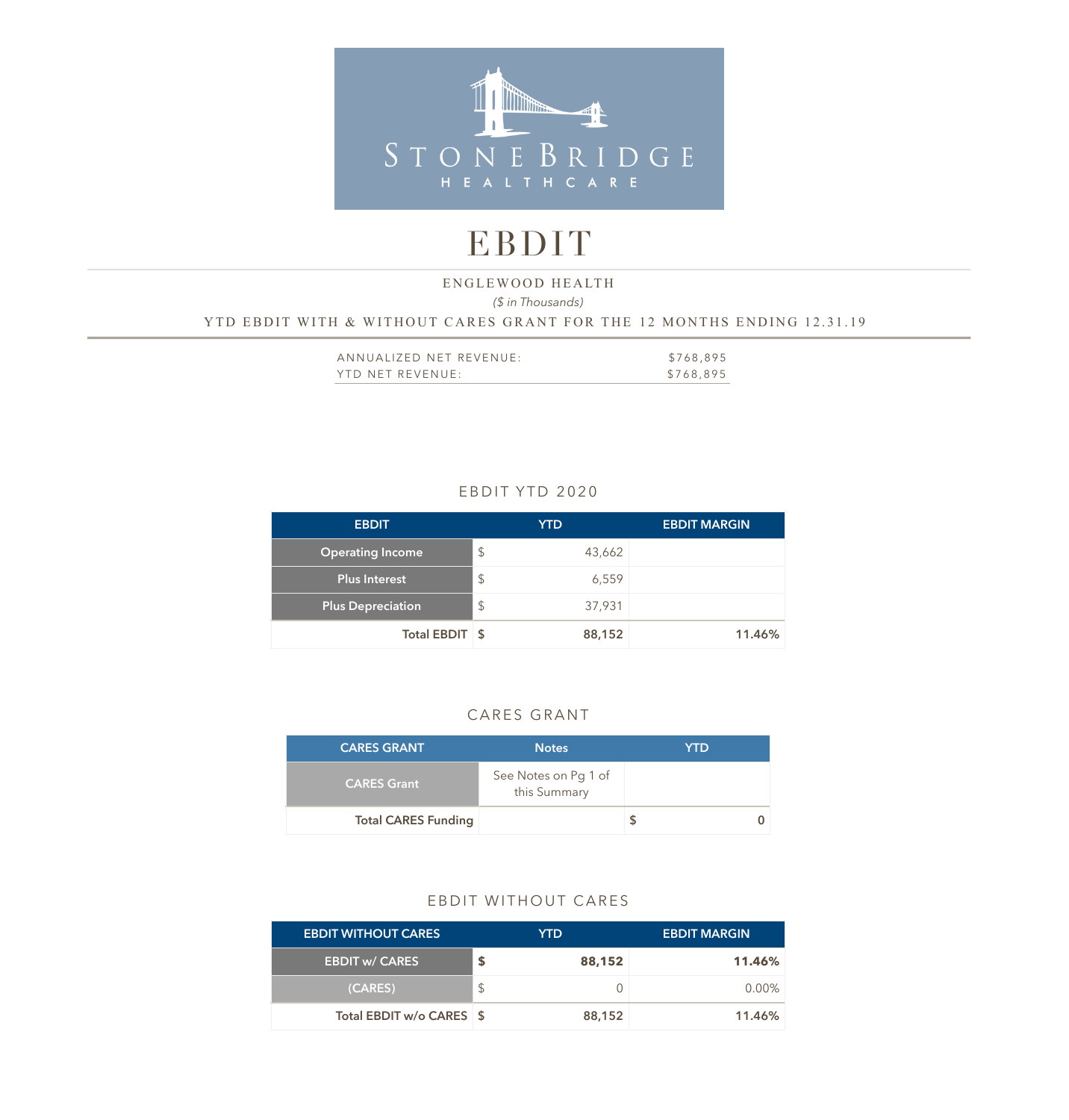# EBDIT

ENGLEWOOD HEALTH

*($ in Thousands)*

YTD EBDIT WITH & WITHOUT CARES GRANT FOR THE 12 MONTHS ENDING 12.31.19

| | |
|---|---|
| ANNUALIZED NET REVENUE: | $768,895 |
| YTD NET REVENUE: | $768,895 |

## EBDIT YTD 2020

| EBDIT | | YTD | EBDIT MARGIN |
|---|---|---|---|
| Operating Income | $ | 43,662 | |
| Plus Interest | $ | 6,559 | |
| Plus Depreciation | $ | 37,931 | |
| **Total EBDIT** | **$** | **88,152** | **11.46%** |

## CARES GRANT

| CARES GRANT | Notes | | YTD |
|---|---|---|---|
| CARES Grant | See Notes on Pg 1 of this Summary | | |
| **Total CARES Funding** | | **$** | **0** |

## EBDIT WITHOUT CARES

| EBDIT WITHOUT CARES | | YTD | EBDIT MARGIN |
|---|---|---|---|
| EBDIT w/ CARES | **$** | **88,152** | **11.46%** |
| (CARES) | $ | 0 | 0.00% |
| **Total EBDIT w/o CARES** | **$** | **88,152** | **11.46%** |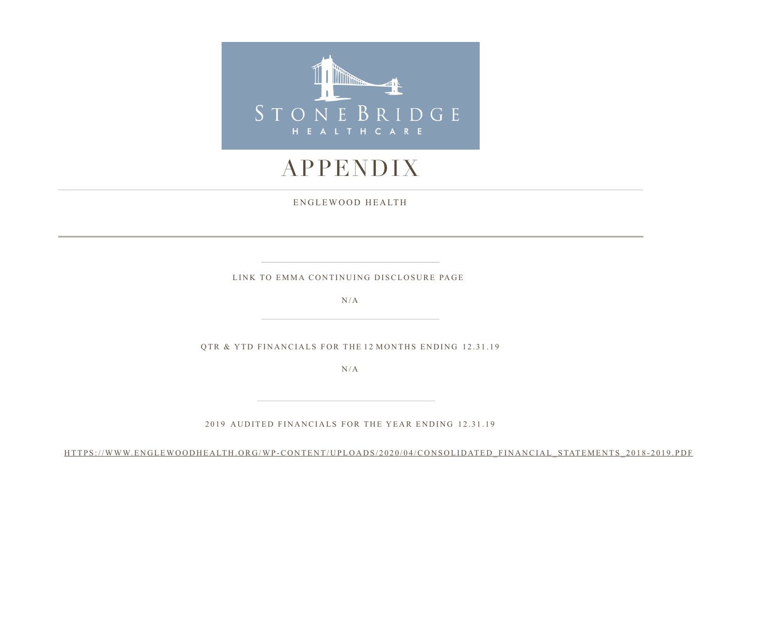STONEBRIDGE HEALTHCARE

# APPENDIX

ENGLEWOOD HEALTH

LINK TO EMMA CONTINUING DISCLOSURE PAGE

N/A

QTR & YTD FINANCIALS FOR THE 12 MONTHS ENDING 12.31.19

N/A

2019 AUDITED FINANCIALS FOR THE YEAR ENDING 12.31.19

HTTPS://WWW.ENGLEWOODHEALTH.ORG/WP-CONTENT/UPLOADS/2020/04/CONSOLIDATED_FINANCIAL_STATEMENTS_2018-2019.PDF